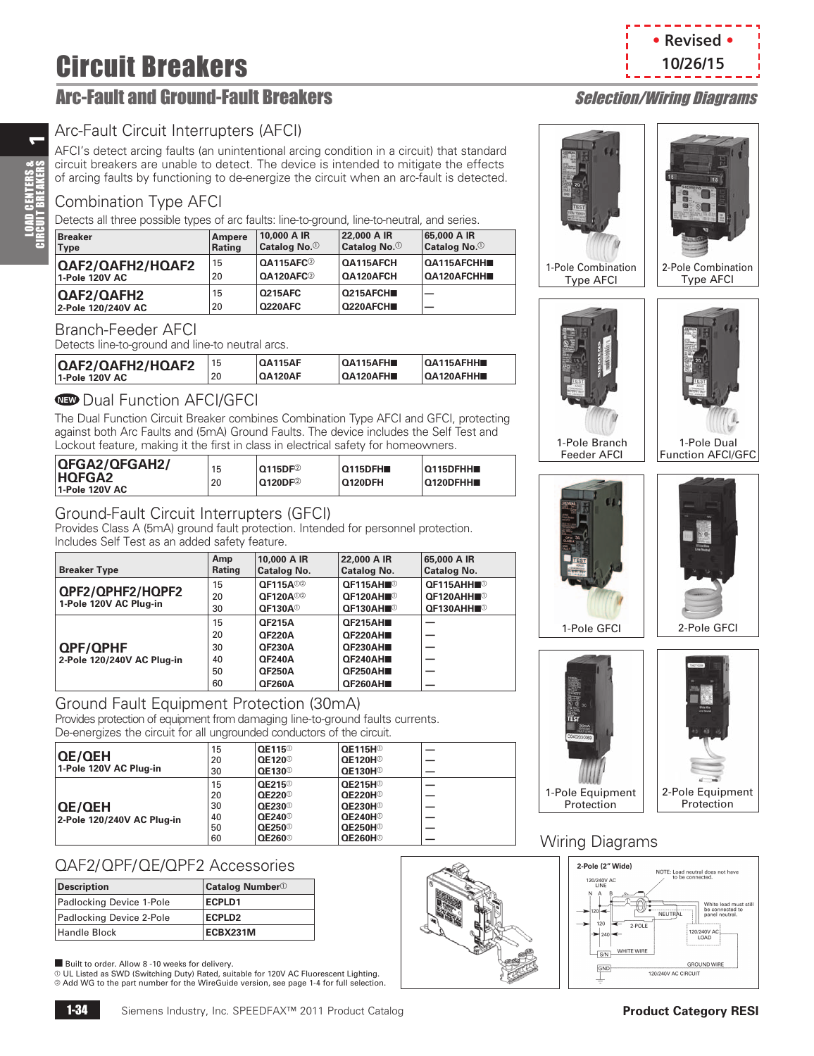# Circuit Breakers

## Arc-Fault and Ground-Fault Breakers

*Selection/Wiring Diagrams*

• Revised • 10/26/15

### Arc-Fault Circuit Interrupters (AFCI)

AFCI's detect arcing faults (an unintentional arcing condition in a circuit) that standard circuit breakers are unable to detect. The device is intended to mitigate the effects of arcing faults by functioning to de-energize the circuit when an arc-fault is detected.

### Combination Type AFCI

Detects all three possible types of arc faults: line-to-ground, line-to-neutral, and series.

| Breaker Type | Ampere Rating | 10,000 A IR Catalog No.[1] | 22,000 A IR Catalog No.[1] | 65,000 A IR Catalog No.[1] |
|---|---|---|---|---|
| **QAF2/QAFH2/HQAF2** 1-Pole 120V AC | 15 | QA115AFC[2] | QA115AFCH | QA115AFCHH■ |
| | 20 | QA120AFC[2] | QA120AFCH | QA120AFCHH■ |
| **QAF2/QAFH2** 2-Pole 120/240V AC | 15 | Q215AFC | Q215AFCH■ | — |
| | 20 | Q220AFC | Q220AFCH■ | — |

### Branch-Feeder AFCI

Detects line-to-ground and line-to neutral arcs.

| Breaker Type | Ampere Rating | 10,000 A IR Catalog No. | 22,000 A IR Catalog No. | 65,000 A IR Catalog No. |
|---|---|---|---|---|
| **QAF2/QAFH2/HQAF2** 1-Pole 120V AC | 15 | QA115AF | QA115AFH■ | QA115AFHH■ |
| | 20 | QA120AF | QA120AFH■ | QA120AFHH■ |

### NEW Dual Function AFCI/GFCI

The Dual Function Circuit Breaker combines Combination Type AFCI and GFCI, protecting against both Arc Faults and (5mA) Ground Faults. The device includes the Self Test and Lockout feature, making it the first in class in electrical safety for homeowners.

| Breaker Type | Ampere Rating | 10,000 A IR Catalog No. | 22,000 A IR Catalog No. | 65,000 A IR Catalog No. |
|---|---|---|---|---|
| **QFGA2/QFGAH2/HQFGA2** 1-Pole 120V AC | 15 | Q115DF[2] | Q115DFH■ | Q115DFHH■ |
| | 20 | Q120DF[2] | Q120DFH | Q120DFHH■ |

### Ground-Fault Circuit Interrupters (GFCI)

Provides Class A (5mA) ground fault protection. Intended for personnel protection. Includes Self Test as an added safety feature.

| Breaker Type | Amp Rating | 10,000 A IR Catalog No. | 22,000 A IR Catalog No. | 65,000 A IR Catalog No. |
|---|---|---|---|---|
| **QPF2/QPHF2/HQPF2** 1-Pole 120V AC Plug-in | 15 | QF115A[1][2] | QF115AH■[1] | QF115AHH■[1] |
| | 20 | QF120A[1][2] | QF120AH■[1] | QF120AHH■[1] |
| | 30 | QF130A[1] | QF130AH■[1] | QF130AHH■[1] |
| **QPF/QPHF** 2-Pole 120/240V AC Plug-in | 15 | QF215A | QF215AH■ | — |
| | 20 | QF220A | QF220AH■ | — |
| | 30 | QF230A | QF230AH■ | — |
| | 40 | QF240A | QF240AH■ | — |
| | 50 | QF250A | QF250AH■ | — |
| | 60 | QF260A | QF260AH■ | — |

### Ground Fault Equipment Protection (30mA)

Provides protection of equipment from damaging line-to-ground faults currents. De-energizes the circuit for all ungrounded conductors of the circuit.

| Breaker Type | Amp Rating | 10,000 A IR Catalog No. | 22,000 A IR Catalog No. | 65,000 A IR Catalog No. |
|---|---|---|---|---|
| **QE/QEH** 1-Pole 120V AC Plug-in | 15 | QE115[1] | QE115H[1] | — |
| | 20 | QE120[1] | QE120H[1] | — |
| | 30 | QE130[1] | QE130H[1] | — |
| **QE/QEH** 2-Pole 120/240V AC Plug-in | 15 | QE215[1] | QE215H[1] | — |
| | 20 | QE220[1] | QE220H[1] | — |
| | 30 | QE230[1] | QE230H[1] | — |
| | 40 | QE240[1] | QE240H[1] | — |
| | 50 | QE250[1] | QE250H[1] | — |
| | 60 | QE260[1] | QE260H[1] | — |

### QAF2/QPF/QE/QPF2 Accessories

| Description | Catalog Number[1] |
|---|---|
| Padlocking Device 1-Pole | ECPLD1 |
| Padlocking Device 2-Pole | ECPLD2 |
| Handle Block | ECBX231M |

■ Built to order. Allow 8 -10 weeks for delivery.
[1] UL Listed as SWD (Switching Duty) Rated, suitable for 120V AC Fluorescent Lighting.
[2] Add WG to the part number for the WireGuide version, see page 1-4 for full selection.

1-Pole Combination Type AFCI

2-Pole Combination Type AFCI

1-Pole Branch Feeder AFCI

1-Pole Dual Function AFCI/GFC

1-Pole GFCI

2-Pole GFCI

1-Pole Equipment Protection

2-Pole Equipment Protection

### Wiring Diagrams

2-Pole (2" Wide)

120/240V AC LINE; N A B; NOTE: Load neutral does not have to be connected.; White lead must still be connected to panel neutral.; NEUTRAL; 120; 120; 240; 2-POLE; 120/240V AC LOAD; S/N; WHITE WIRE; GND; GROUND WIRE; 120/240V AC CIRCUIT

Siemens Industry, Inc. SPEEDFAX™ 2011 Product Catalog

Product Category RESI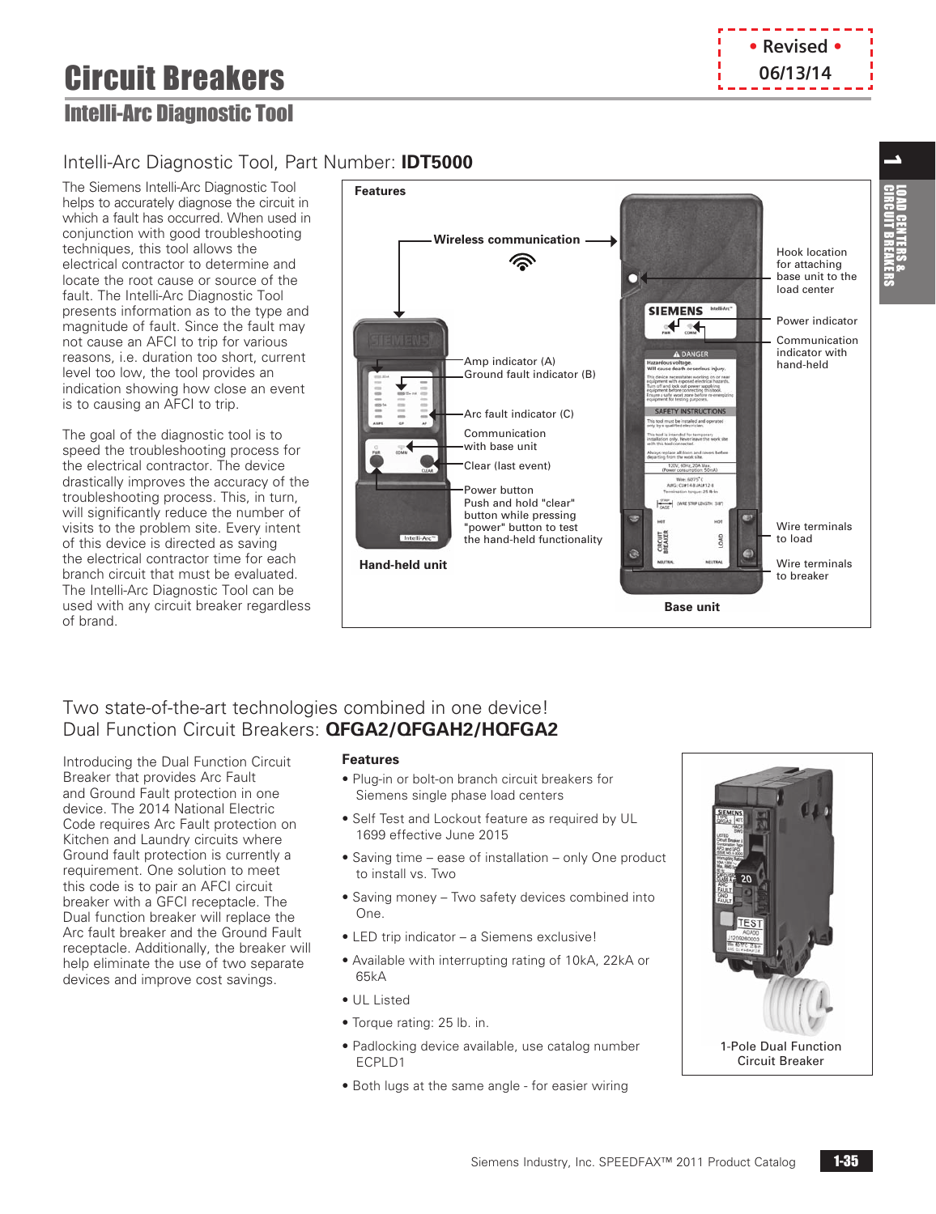# Circuit Breakers

## Intelli-Arc Diagnostic Tool

• Revised • 06/13/14

### Intelli-Arc Diagnostic Tool, Part Number: **IDT5000**

The Siemens Intelli-Arc Diagnostic Tool helps to accurately diagnose the circuit in which a fault has occurred. When used in conjunction with good troubleshooting techniques, this tool allows the electrical contractor to determine and locate the root cause or source of the fault. The Intelli-Arc Diagnostic Tool presents information as to the type and magnitude of fault. Since the fault may not cause an AFCI to trip for various reasons, i.e. duration too short, current level too low, the tool provides an indication showing how close an event is to causing an AFCI to trip.

The goal of the diagnostic tool is to speed the troubleshooting process for the electrical contractor. The device drastically improves the accuracy of the troubleshooting process. This, in turn, will significantly reduce the number of visits to the problem site. Every intent of this device is directed as saving the electrical contractor time for each branch circuit that must be evaluated. The Intelli-Arc Diagnostic Tool can be used with any circuit breaker regardless of brand.

**Features**

**Wireless communication**

Amp indicator (A)
Ground fault indicator (B)
Arc fault indicator (C)
Communication with base unit
Clear (last event)
Power button
Push and hold "clear" button while pressing "power" button to test the hand-held functionality

**Hand-held unit**

Hook location for attaching base unit to the load center
Power indicator
Communication indicator with hand-held
Wire terminals to load
Wire terminals to breaker

**Base unit**

### Two state-of-the-art technologies combined in one device!
### Dual Function Circuit Breakers: **QFGA2/QFGAH2/HQFGA2**

Introducing the Dual Function Circuit Breaker that provides Arc Fault and Ground Fault protection in one device. The 2014 National Electric Code requires Arc Fault protection on Kitchen and Laundry circuits where Ground fault protection is currently a requirement. One solution to meet this code is to pair an AFCI circuit breaker with a GFCI receptacle. The Dual function breaker will replace the Arc Fault breaker and the Ground Fault receptacle. Additionally, the breaker will help eliminate the use of two separate devices and improve cost savings.

**Features**

- Plug-in or bolt-on branch circuit breakers for Siemens single phase load centers
- Self Test and Lockout feature as required by UL 1699 effective June 2015
- Saving time – ease of installation – only One product to install vs. Two
- Saving money – Two safety devices combined into One.
- LED trip indicator – a Siemens exclusive!
- Available with interrupting rating of 10kA, 22kA or 65kA
- UL Listed
- Torque rating: 25 lb. in.
- Padlocking device available, use catalog number ECPLD1
- Both lugs at the same angle - for easier wiring

1-Pole Dual Function Circuit Breaker